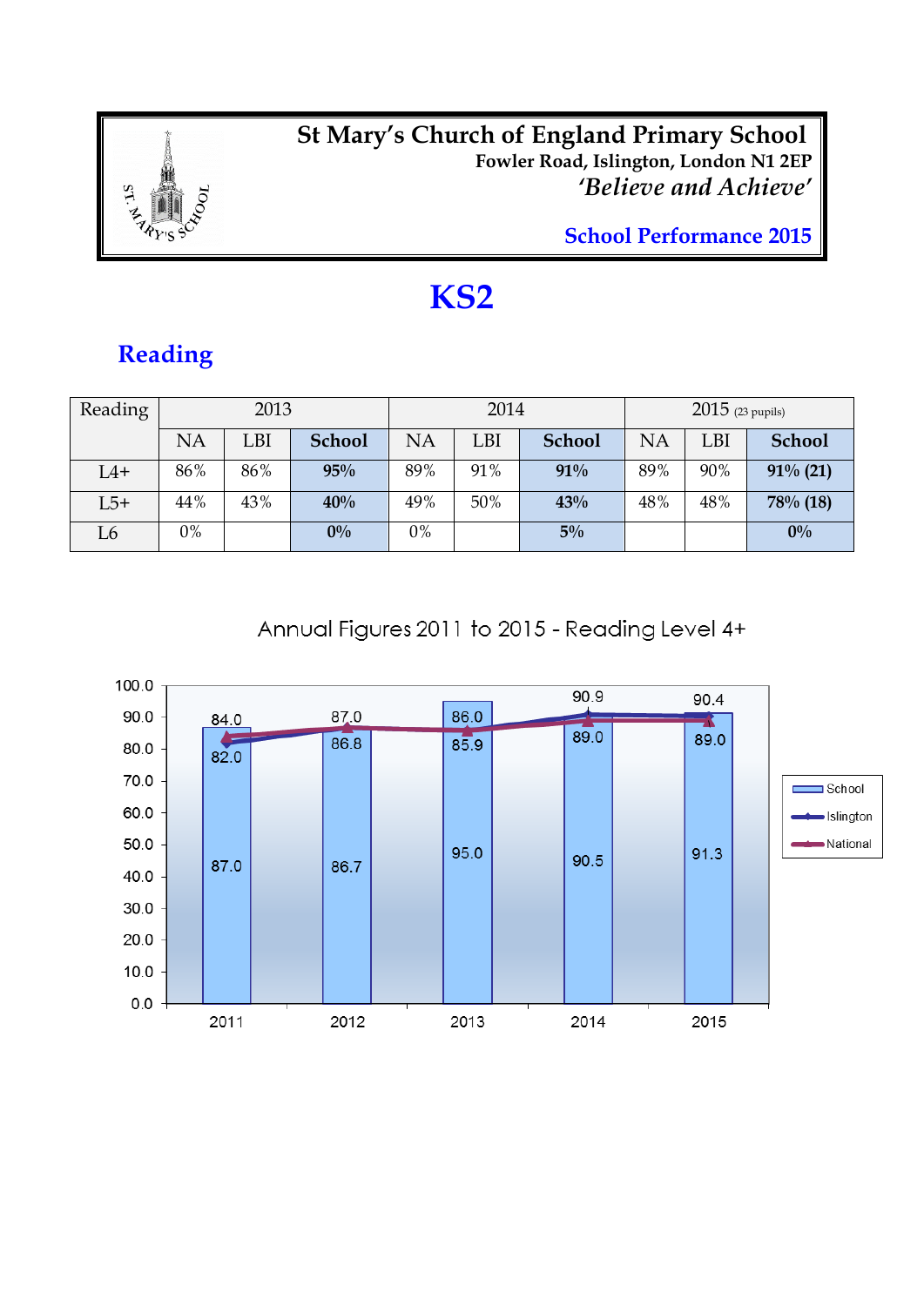# St Mary's Church of England Primary School

**Fowler Road, Islington, London N1 2EP**

***'Believe and Achieve'***

**School Performance 2015**

# KS2

## Reading

| Reading | 2013 | | | 2014 | | | 2015 (23 pupils) | | |
|---|---|---|---|---|---|---|---|---|---|
| | NA | LBI | **School** | NA | LBI | **School** | NA | LBI | **School** |
| L4+ | 86% | 86% | **95%** | 89% | 91% | **91%** | 89% | 90% | **91% (21)** |
| L5+ | 44% | 43% | **40%** | 49% | 50% | **43%** | 48% | 48% | **78% (18)** |
| L6 | 0% | | **0%** | 0% | | **5%** | | | **0%** |

Annual Figures 2011 to 2015 - Reading Level 4+

| Year | School | Islington | National |
|---|---|---|---|
| 2011 | 87.0 | 82.0 | 84.0 |
| 2012 | 86.7 | 86.8 | 87.0 |
| 2013 | 95.0 | 85.9 | 86.0 |
| 2014 | 90.5 | 90.9 | 89.0 |
| 2015 | 91.3 | 90.4 | 89.0 |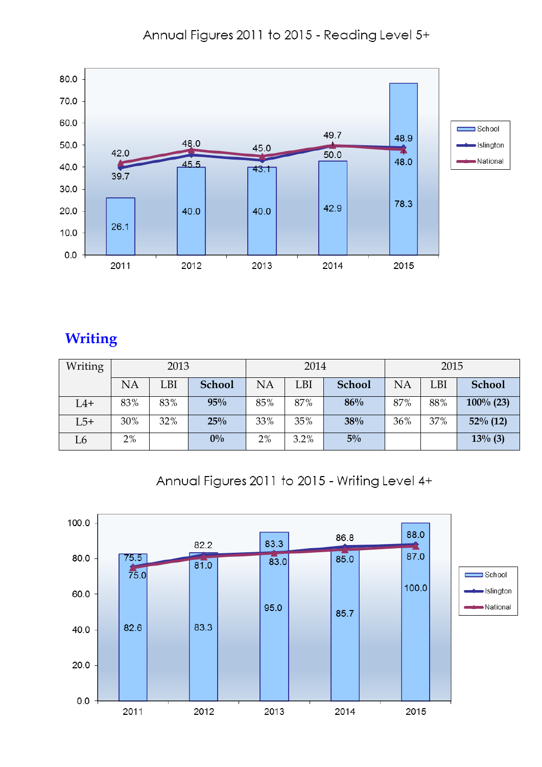Annual Figures 2011 to 2015 - Reading Level 5+

| | 2011 | 2012 | 2013 | 2014 | 2015 |
|---|---|---|---|---|---|
| School | 26.1 | 40.0 | 40.0 | 42.9 | 78.3 |
| Islington | 39.7 | 45.5 | 43.1 | 50.0 | 48.9 |
| National | 42.0 | 48.0 | 45.0 | 49.7 | 48.0 |

## Writing

| Writing | 2013 | | | 2014 | | | 2015 | | |
|---|---|---|---|---|---|---|---|---|---|
| | NA | LBI | **School** | NA | LBI | **School** | NA | LBI | **School** |
| L4+ | 83% | 83% | **95%** | 85% | 87% | **86%** | 87% | 88% | **100% (23)** |
| L5+ | 30% | 32% | **25%** | 33% | 35% | **38%** | 36% | 37% | **52% (12)** |
| L6 | 2% | | **0%** | 2% | 3.2% | **5%** | | | **13% (3)** |

Annual Figures 2011 to 2015 - Writing Level 4+

| | 2011 | 2012 | 2013 | 2014 | 2015 |
|---|---|---|---|---|---|
| School | 82.6 | 83.3 | 95.0 | 85.7 | 100.0 |
| Islington | 75.5 | 82.2 | 83.3 | 86.8 | 88.0 |
| National | 75.0 | 81.0 | 83.0 | 85.0 | 87.0 |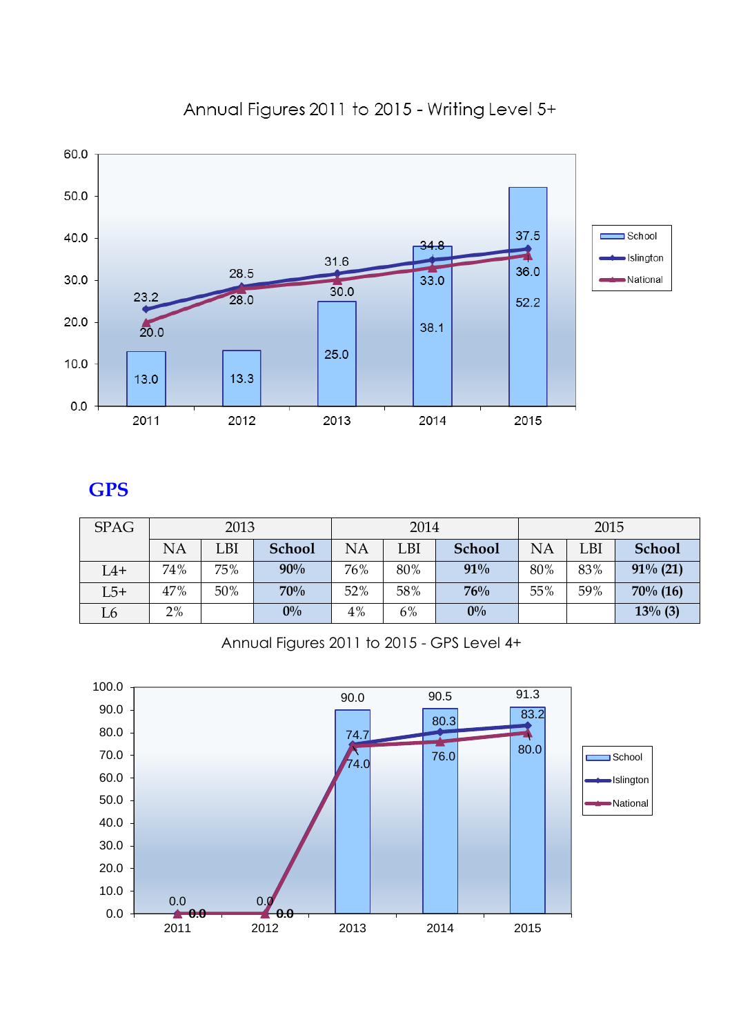Annual Figures 2011 to 2015 - Writing Level 5+

| | 2011 | 2012 | 2013 | 2014 | 2015 |
|---|---|---|---|---|---|
| School | 13.0 | 13.3 | 25.0 | 38.1 | 52.2 |
| Islington | 23.2 | 28.5 | 31.6 | 34.8 | 37.5 |
| National | 20.0 | 28.0 | 30.0 | 33.0 | 36.0 |

## GPS

| SPAG | 2013 | | | 2014 | | | 2015 | | |
|---|---|---|---|---|---|---|---|---|---|
| | NA | LBI | **School** | NA | LBI | **School** | NA | LBI | **School** |
| L4+ | 74% | 75% | **90%** | 76% | 80% | **91%** | 80% | 83% | **91% (21)** |
| L5+ | 47% | 50% | **70%** | 52% | 58% | **76%** | 55% | 59% | **70% (16)** |
| L6 | 2% | | **0%** | 4% | 6% | **0%** | | | **13% (3)** |

Annual Figures 2011 to 2015 - GPS Level 4+

| | 2011 | 2012 | 2013 | 2014 | 2015 |
|---|---|---|---|---|---|
| School | | | 90.0 | 90.5 | 91.3 |
| Islington | 0.0 | 0.0 | 74.7 | 80.3 | 83.2 |
| National | 0.0 | 0.0 | 74.0 | 76.0 | 80.0 |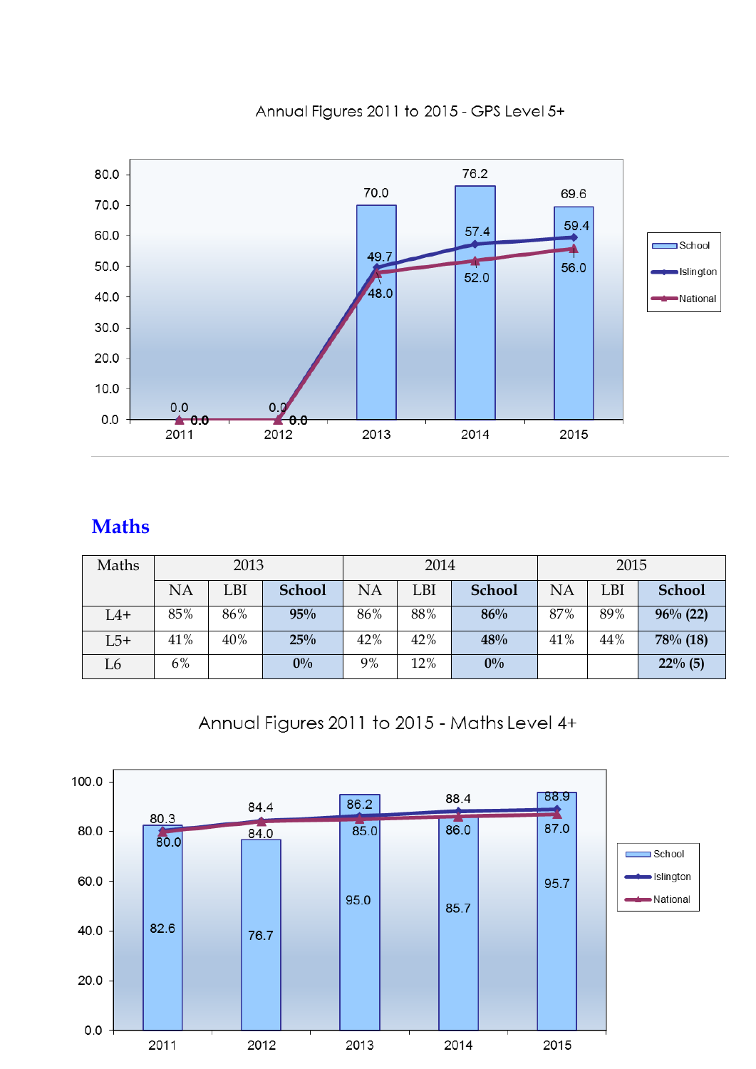Annual Figures 2011 to 2015 - GPS Level 5+

| | 2011 | 2012 | 2013 | 2014 | 2015 |
|---|---|---|---|---|---|
| School | 0.0 | 0.0 | 70.0 | 76.2 | 69.6 |
| Islington | 0.0 | 0.0 | 49.7 | 57.4 | 59.4 |
| National | 0.0 | 0.0 | 48.0 | 52.0 | 56.0 |

## Maths

| Maths | 2013 | | | 2014 | | | 2015 | | |
|---|---|---|---|---|---|---|---|---|---|
| | NA | LBI | **School** | NA | LBI | **School** | NA | LBI | **School** |
| L4+ | 85% | 86% | **95%** | 86% | 88% | **86%** | 87% | 89% | **96% (22)** |
| L5+ | 41% | 40% | **25%** | 42% | 42% | **48%** | 41% | 44% | **78% (18)** |
| L6 | 6% | | **0%** | 9% | 12% | **0%** | | | **22% (5)** |

Annual Figures 2011 to 2015 - Maths Level 4+

| | 2011 | 2012 | 2013 | 2014 | 2015 |
|---|---|---|---|---|---|
| School | 82.6 | 76.7 | 95.0 | 85.7 | 95.7 |
| Islington | 80.3 | 84.4 | 86.2 | 88.4 | 88.9 |
| National | 80.0 | 84.0 | 85.0 | 86.0 | 87.0 |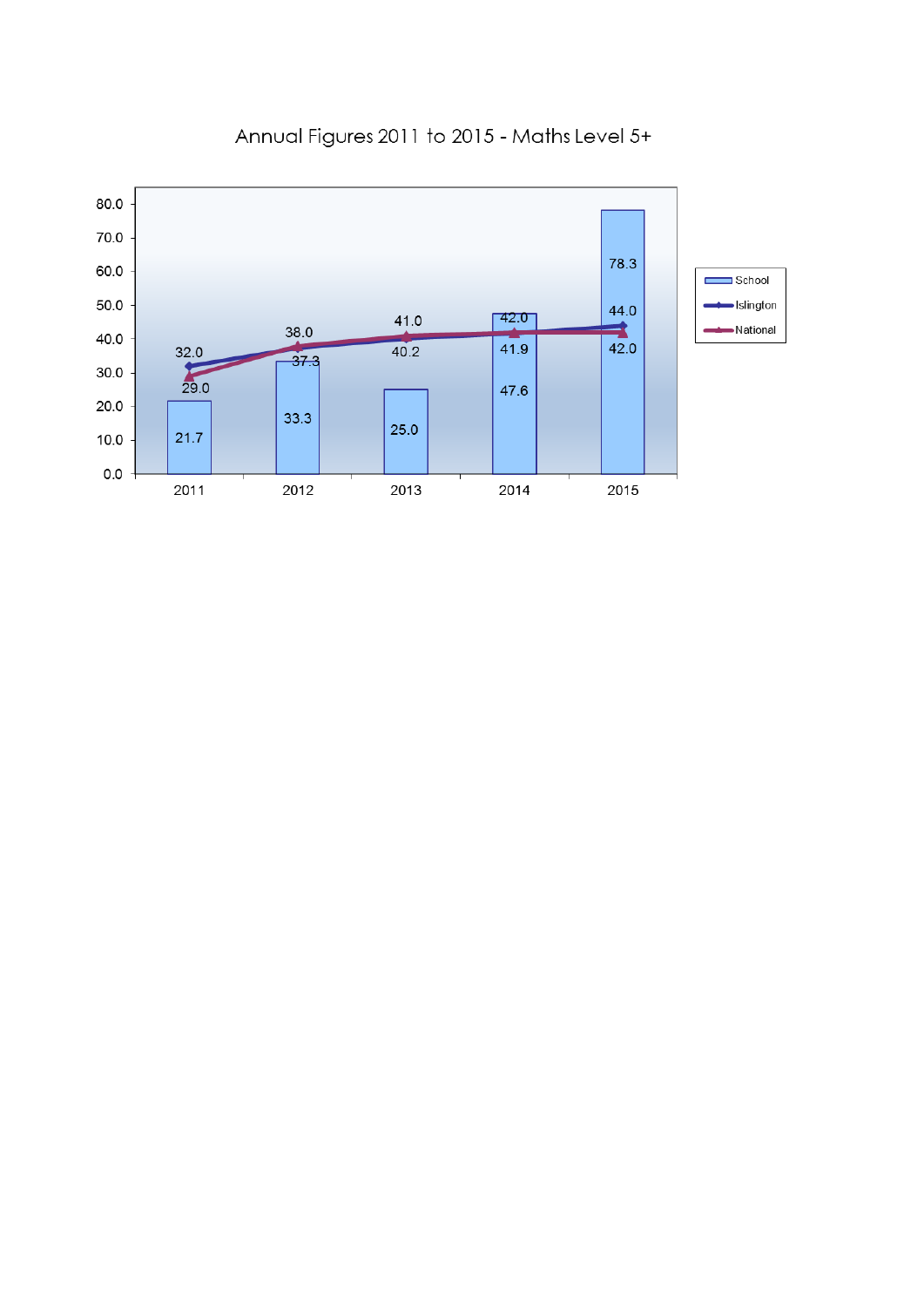## Annual Figures 2011 to 2015 - Maths Level 5+

| Year | School | Islington | National |
|---|---|---|---|
| 2011 | 21.7 | 32.0 | 29.0 |
| 2012 | 33.3 | 37.3 | 38.0 |
| 2013 | 25.0 | 40.2 | 41.0 |
| 2014 | 47.6 | 41.9 | 42.0 |
| 2015 | 78.3 | 44.0 | 42.0 |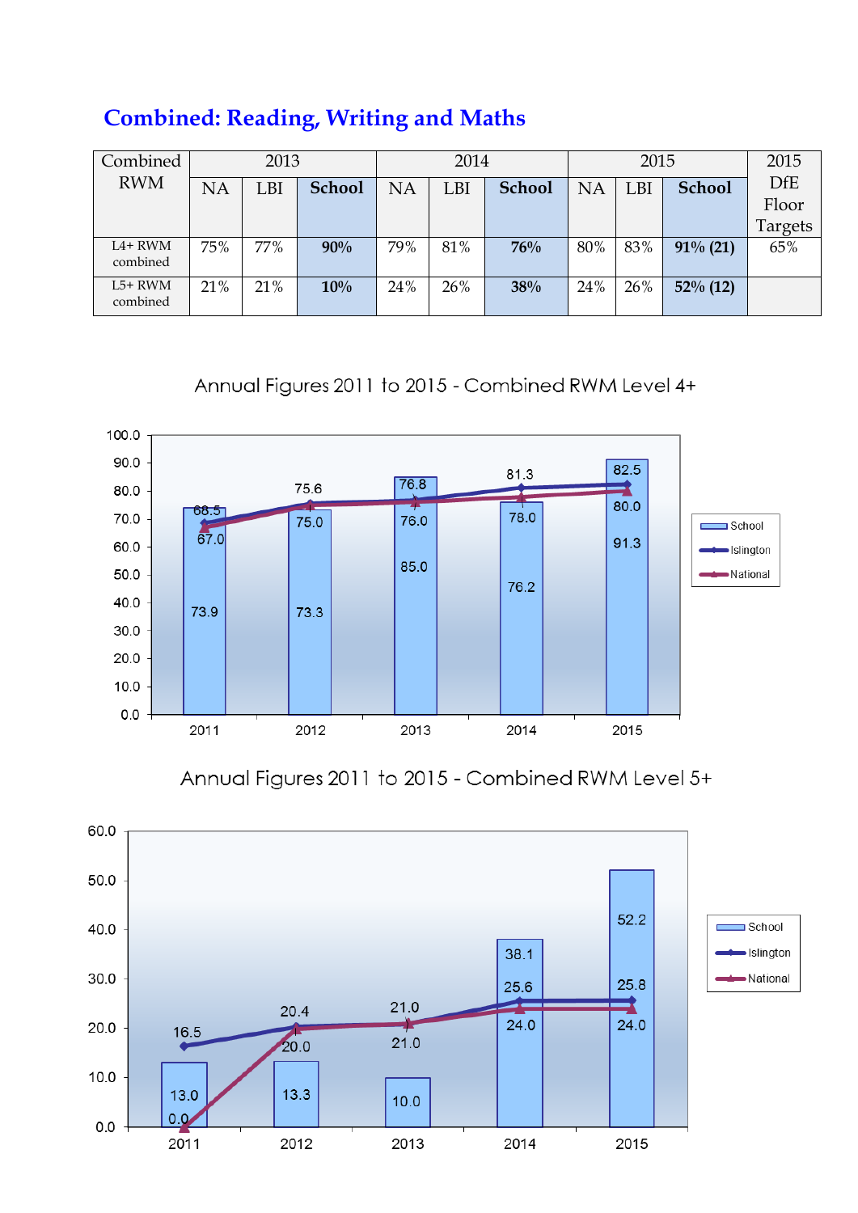## Combined: Reading, Writing and Maths

| Combined RWM | 2013 | | | 2014 | | | 2015 | | | 2015 DfE Floor Targets |
|---|---|---|---|---|---|---|---|---|---|---|
| | NA | LBI | **School** | NA | LBI | **School** | NA | LBI | **School** | |
| L4+ RWM combined | 75% | 77% | **90%** | 79% | 81% | **76%** | 80% | 83% | **91% (21)** | 65% |
| L5+ RWM combined | 21% | 21% | **10%** | 24% | 26% | **38%** | 24% | 26% | **52% (12)** | |

### Annual Figures 2011 to 2015 - Combined RWM Level 4+

| Year | School | Islington | National |
|---|---|---|---|
| 2011 | 73.9 | 68.5 | 67.0 |
| 2012 | 73.3 | 75.6 | 75.0 |
| 2013 | 85.0 | 76.8 | 76.0 |
| 2014 | 76.2 | 81.3 | 78.0 |
| 2015 | 91.3 | 82.5 | 80.0 |

### Annual Figures 2011 to 2015 - Combined RWM Level 5+

| Year | School | Islington | National |
|---|---|---|---|
| 2011 | 13.0 | 16.5 | 0.0 |
| 2012 | 13.3 | 20.4 | 20.0 |
| 2013 | 10.0 | 21.0 | 21.0 |
| 2014 | 38.1 | 25.6 | 24.0 |
| 2015 | 52.2 | 25.8 | 24.0 |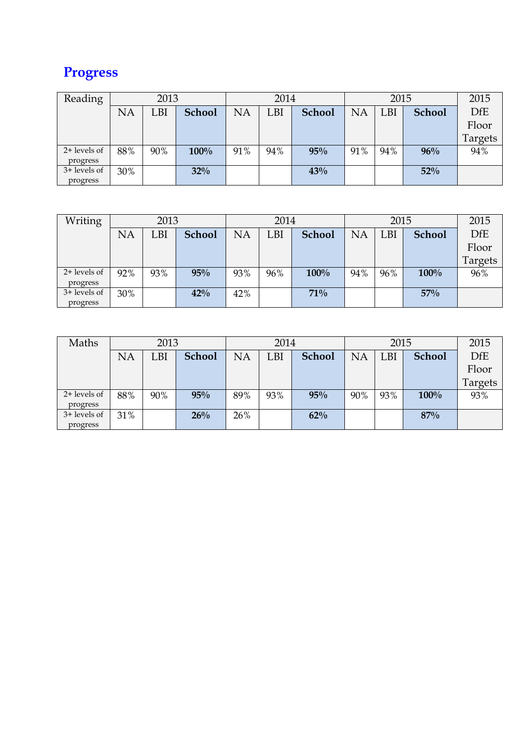## Progress

| Reading | 2013 | | | 2014 | | | 2015 | | | 2015 |
|---|---|---|---|---|---|---|---|---|---|---|
| | NA | LBI | **School** | NA | LBI | **School** | NA | LBI | **School** | DfE Floor Targets |
| 2+ levels of progress | 88% | 90% | **100%** | 91% | 94% | **95%** | 91% | 94% | **96%** | 94% |
| 3+ levels of progress | 30% | | **32%** | | | **43%** | | | **52%** | |

| Writing | 2013 | | | 2014 | | | 2015 | | | 2015 |
|---|---|---|---|---|---|---|---|---|---|---|
| | NA | LBI | **School** | NA | LBI | **School** | NA | LBI | **School** | DfE Floor Targets |
| 2+ levels of progress | 92% | 93% | **95%** | 93% | 96% | **100%** | 94% | 96% | **100%** | 96% |
| 3+ levels of progress | 30% | | **42%** | 42% | | **71%** | | | **57%** | |

| Maths | 2013 | | | 2014 | | | 2015 | | | 2015 |
|---|---|---|---|---|---|---|---|---|---|---|
| | NA | LBI | **School** | NA | LBI | **School** | NA | LBI | **School** | DfE Floor Targets |
| 2+ levels of progress | 88% | 90% | **95%** | 89% | 93% | **95%** | 90% | 93% | **100%** | 93% |
| 3+ levels of progress | 31% | | **26%** | 26% | | **62%** | | | **87%** | |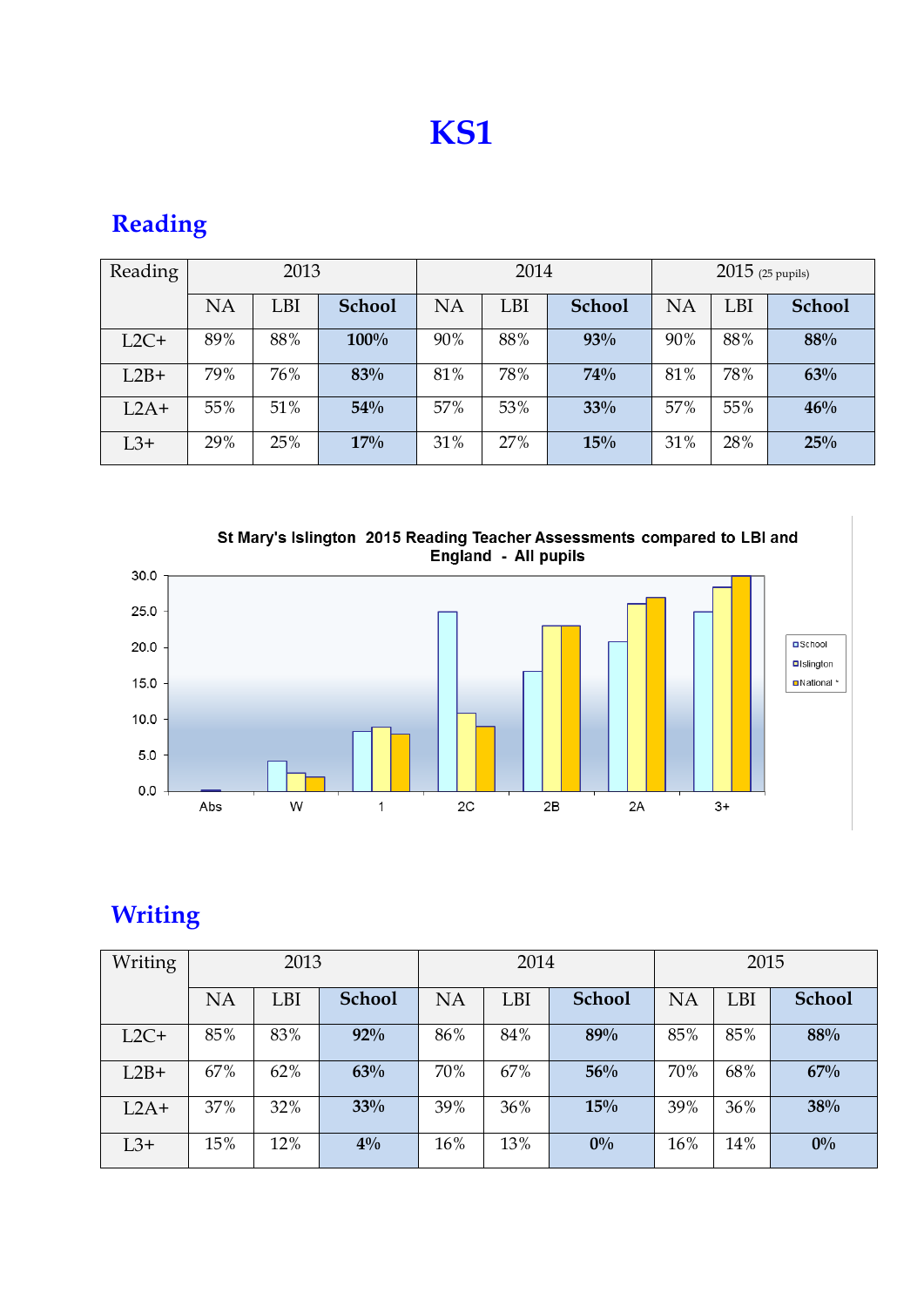// KS1

## Reading

| Reading | 2013 | | | 2014 | | | 2015 (25 pupils) | | |
|---|---|---|---|---|---|---|---|---|---|
| | NA | LBI | **School** | NA | LBI | **School** | NA | LBI | **School** |
| L2C+ | 89% | 88% | **100%** | 90% | 88% | **93%** | 90% | 88% | **88%** |
| L2B+ | 79% | 76% | **83%** | 81% | 78% | **74%** | 81% | 78% | **63%** |
| L2A+ | 55% | 51% | **54%** | 57% | 53% | **33%** | 57% | 55% | **46%** |
| L3+ | 29% | 25% | **17%** | 31% | 27% | **15%** | 31% | 28% | **25%** |

**St Mary's Islington 2015 Reading Teacher Assessments compared to LBI and England - All pupils**

## Writing

| Writing | 2013 | | | 2014 | | | 2015 | | |
|---|---|---|---|---|---|---|---|---|---|
| | NA | LBI | **School** | NA | LBI | **School** | NA | LBI | **School** |
| L2C+ | 85% | 83% | **92%** | 86% | 84% | **89%** | 85% | 85% | **88%** |
| L2B+ | 67% | 62% | **63%** | 70% | 67% | **56%** | 70% | 68% | **67%** |
| L2A+ | 37% | 32% | **33%** | 39% | 36% | **15%** | 39% | 36% | **38%** |
| L3+ | 15% | 12% | **4%** | 16% | 13% | **0%** | 16% | 14% | **0%** |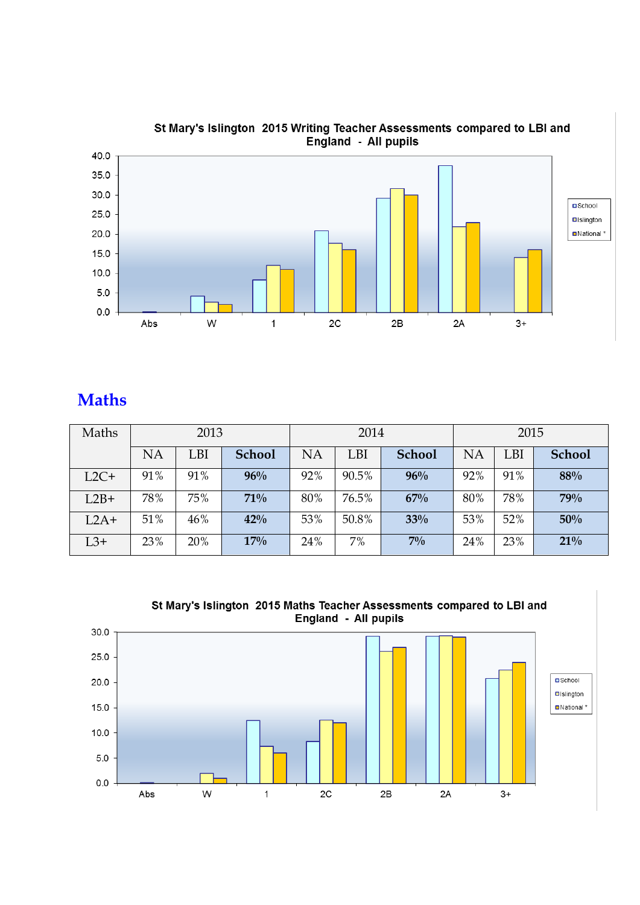St Mary's Islington 2015 Writing Teacher Assessments compared to LBI and England - All pupils

40.0
35.0
30.0
25.0
20.0
15.0
10.0
5.0
0.0

Abs
W
1
2C
2B
2A
3+

School
Islington
National *

## Maths

| Maths | 2013 | | | 2014 | | | 2015 | | |
|---|---|---|---|---|---|---|---|---|---|
| | NA | LBI | **School** | NA | LBI | **School** | NA | LBI | **School** |
| L2C+ | 91% | 91% | **96%** | 92% | 90.5% | **96%** | 92% | 91% | **88%** |
| L2B+ | 78% | 75% | **71%** | 80% | 76.5% | **67%** | 80% | 78% | **79%** |
| L2A+ | 51% | 46% | **42%** | 53% | 50.8% | **33%** | 53% | 52% | **50%** |
| L3+ | 23% | 20% | **17%** | 24% | 7% | **7%** | 24% | 23% | **21%** |

St Mary's Islington 2015 Maths Teacher Assessments compared to LBI and England - All pupils

30.0
25.0
20.0
15.0
10.0
5.0
0.0

Abs
W
1
2C
2B
2A
3+

School
Islington
National *